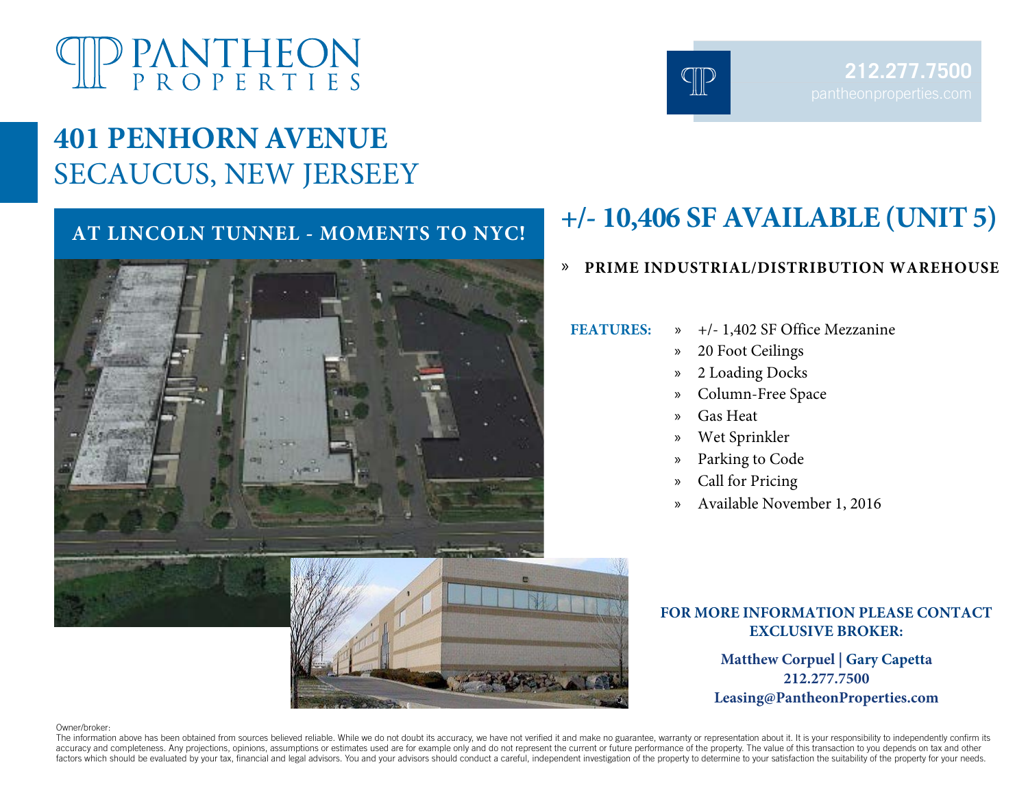# PANTHEON PROPERTIES

212.277.7500
pantheonproperties.com

## 401 PENHORN AVENUE
## SECAUCUS, NEW JERSEEY

**AT LINCOLN TUNNEL - MOMENTS TO NYC!**

## +/- 10,406 SF AVAILABLE (UNIT 5)

» **PRIME INDUSTRIAL/DISTRIBUTION WAREHOUSE**

**FEATURES:**

- +/- 1,402 SF Office Mezzanine
- 20 Foot Ceilings
- 2 Loading Docks
- Column-Free Space
- Gas Heat
- Wet Sprinkler
- Parking to Code
- Call for Pricing
- Available November 1, 2016

**FOR MORE INFORMATION PLEASE CONTACT EXCLUSIVE BROKER:**

**Matthew Corpuel | Gary Capetta**
**212.277.7500**
**Leasing@PantheonProperties.com**

Owner/broker:
The information above has been obtained from sources believed reliable. While we do not doubt its accuracy, we have not verified it and make no guarantee, warranty or representation about it. It is your responsibility to independently confirm its accuracy and completeness. Any projections, opinions, assumptions or estimates used are for example only and do not represent the current or future performance of the property. The value of this transaction to you depends on tax and other factors which should be evaluated by your tax, financial and legal advisors. You and your advisors should conduct a careful, independent investigation of the property to determine to your satisfaction the suitability of the property for your needs.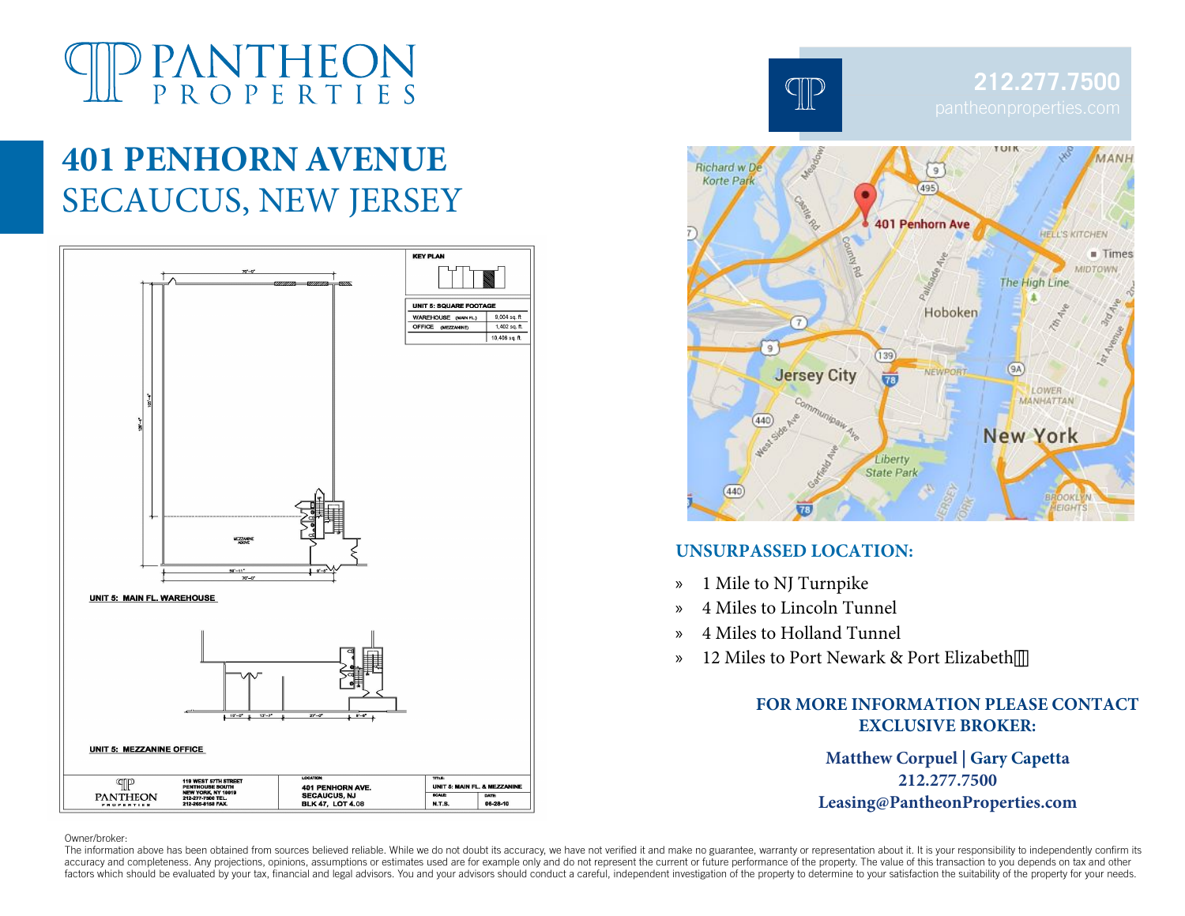# PANTHEON PROPERTIES

## 401 PENHORN AVENUE
SECAUCUS, NEW JERSEY

KEY PLAN

| UNIT 5: SQUARE FOOTAGE | |
| --- | --- |
| WAREHOUSE (MAIN FL.) | 9,004 sq. ft |
| OFFICE (MEZZANINE) | 1,402 sq. ft |
| | 10,406 sq. ft |

70'-0"

135'-4"

120'-4"

MEZZANINE ABOVE

58'-11"

6'-5"

UNIT 5: MAIN FL. WAREHOUSE

15'-0"
13'-3"
27'-0"
6'-6"

UNIT 5: MEZZANINE OFFICE

PANTHEON PROPERTIES
110 WEST 57TH STREET
PENTHOUSE SOUTH
NEW YORK, NY 10019
212-277-7500 TEL.
212-265-8158 FAX.

LOCATION:
401 PENHORN AVE.
SECAUCUS, NJ
BLK 47, LOT 4.08

TITLE:
UNIT 5: MAIN FL. & MEZZANINE
SCALE: N.T.S.
DATE: 06-28-10

212.277.7500
pantheonproperties.com

401 Penhorn Ave

### UNSURPASSED LOCATION:

- 1 Mile to NJ Turnpike
- 4 Miles to Lincoln Tunnel
- 4 Miles to Holland Tunnel
- 12 Miles to Port Newark & Port Elizabeth

**FOR MORE INFORMATION PLEASE CONTACT EXCLUSIVE BROKER:**

**Matthew Corpuel | Gary Capetta**
**212.277.7500**
**Leasing@PantheonProperties.com**

Owner/broker:
The information above has been obtained from sources believed reliable. While we do not doubt its accuracy, we have not verified it and make no guarantee, warranty or representation about it. It is your responsibility to independently confirm its accuracy and completeness. Any projections, opinions, assumptions or estimates used are for example only and do not represent the current or future performance of the property. The value of this transaction to you depends on tax and other factors which should be evaluated by your tax, financial and legal advisors. You and your advisors should conduct a careful, independent investigation of the property to determine to your satisfaction the suitability of the property for your needs.